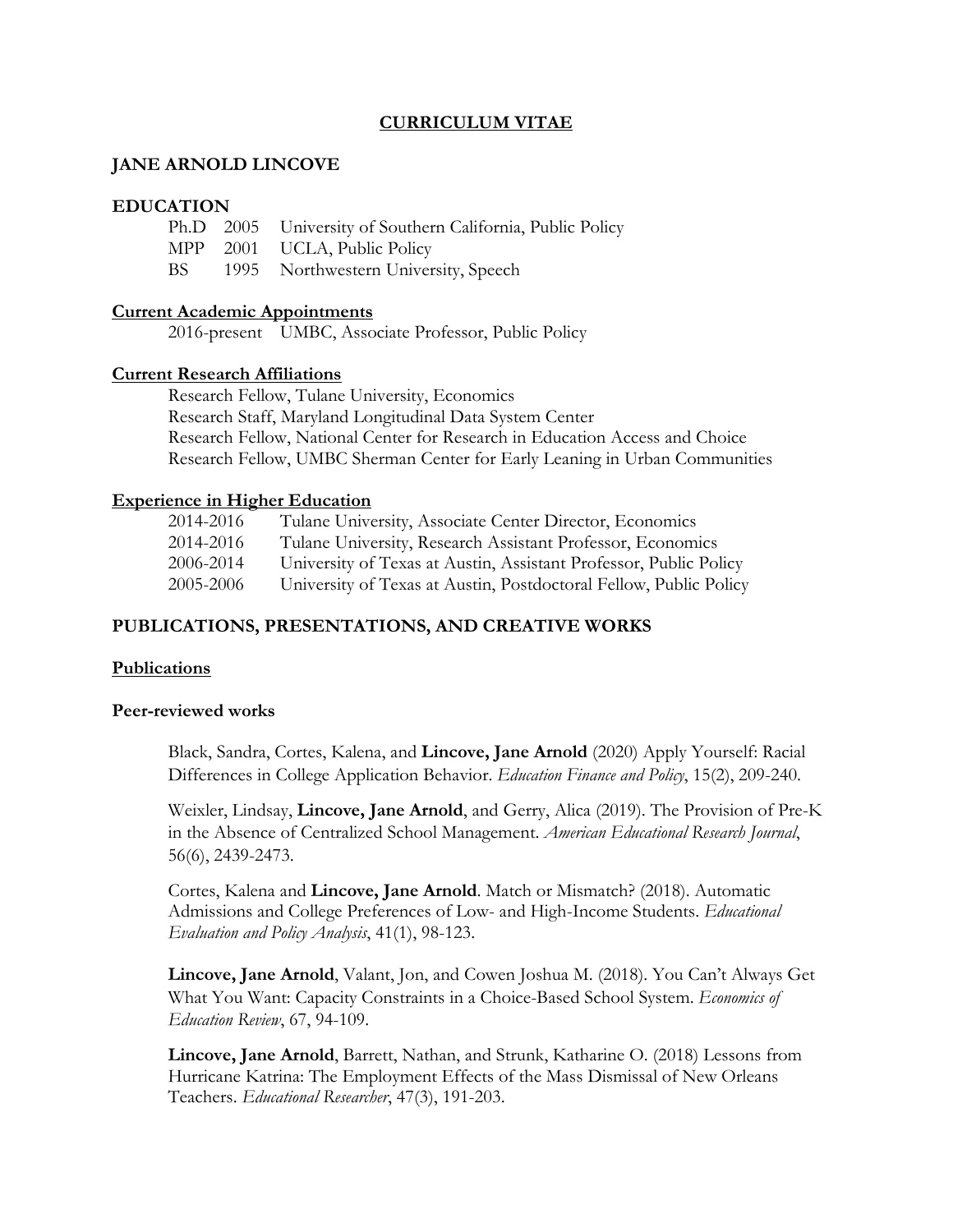# CURRICULUM VITAE

## JANE ARNOLD LINCOVE

### EDUCATION

| | | |
|---|---|---|
| Ph.D | 2005 | University of Southern California, Public Policy |
| MPP | 2001 | UCLA, Public Policy |
| BS | 1995 | Northwestern University, Speech |

### Current Academic Appointments

2016-present UMBC, Associate Professor, Public Policy

### Current Research Affiliations

Research Fellow, Tulane University, Economics
Research Staff, Maryland Longitudinal Data System Center
Research Fellow, National Center for Research in Education Access and Choice
Research Fellow, UMBC Sherman Center for Early Leaning in Urban Communities

### Experience in Higher Education

| | |
|---|---|
| 2014-2016 | Tulane University, Associate Center Director, Economics |
| 2014-2016 | Tulane University, Research Assistant Professor, Economics |
| 2006-2014 | University of Texas at Austin, Assistant Professor, Public Policy |
| 2005-2006 | University of Texas at Austin, Postdoctoral Fellow, Public Policy |

## PUBLICATIONS, PRESENTATIONS, AND CREATIVE WORKS

### Publications

#### Peer-reviewed works

Black, Sandra, Cortes, Kalena, and **Lincove, Jane Arnold** (2020) Apply Yourself: Racial Differences in College Application Behavior. *Education Finance and Policy*, 15(2), 209-240.

Weixler, Lindsay, **Lincove, Jane Arnold**, and Gerry, Alica (2019). The Provision of Pre-K in the Absence of Centralized School Management. *American Educational Research Journal*, 56(6), 2439-2473.

Cortes, Kalena and **Lincove, Jane Arnold**. Match or Mismatch? (2018). Automatic Admissions and College Preferences of Low- and High-Income Students. *Educational Evaluation and Policy Analysis*, 41(1), 98-123.

**Lincove, Jane Arnold**, Valant, Jon, and Cowen Joshua M. (2018). You Can't Always Get What You Want: Capacity Constraints in a Choice-Based School System. *Economics of Education Review*, 67, 94-109.

**Lincove, Jane Arnold**, Barrett, Nathan, and Strunk, Katharine O. (2018) Lessons from Hurricane Katrina: The Employment Effects of the Mass Dismissal of New Orleans Teachers. *Educational Researcher*, 47(3), 191-203.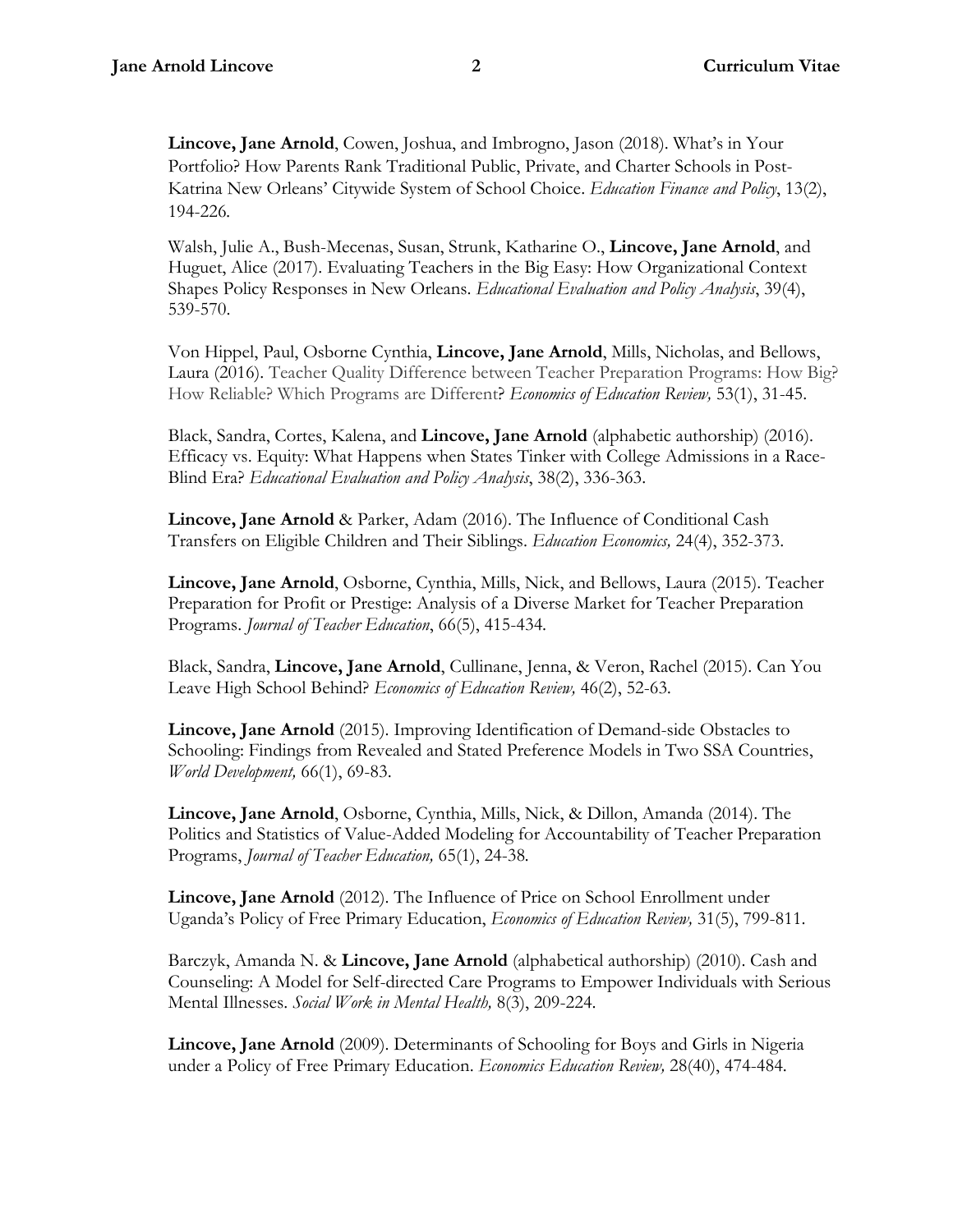**Lincove, Jane Arnold**, Cowen, Joshua, and Imbrogno, Jason (2018). What's in Your Portfolio? How Parents Rank Traditional Public, Private, and Charter Schools in Post-Katrina New Orleans' Citywide System of School Choice. *Education Finance and Policy*, 13(2), 194-226.

Walsh, Julie A., Bush-Mecenas, Susan, Strunk, Katharine O., **Lincove, Jane Arnold**, and Huguet, Alice (2017). Evaluating Teachers in the Big Easy: How Organizational Context Shapes Policy Responses in New Orleans. *Educational Evaluation and Policy Analysis*, 39(4), 539-570.

Von Hippel, Paul, Osborne Cynthia, **Lincove, Jane Arnold**, Mills, Nicholas, and Bellows, Laura (2016). Teacher Quality Difference between Teacher Preparation Programs: How Big? How Reliable? Which Programs are Different? *Economics of Education Review,* 53(1), 31-45.

Black, Sandra, Cortes, Kalena, and **Lincove, Jane Arnold** (alphabetic authorship) (2016). Efficacy vs. Equity: What Happens when States Tinker with College Admissions in a Race-Blind Era? *Educational Evaluation and Policy Analysis*, 38(2), 336-363.

**Lincove, Jane Arnold** & Parker, Adam (2016). The Influence of Conditional Cash Transfers on Eligible Children and Their Siblings. *Education Economics,* 24(4), 352-373.

**Lincove, Jane Arnold**, Osborne, Cynthia, Mills, Nick, and Bellows, Laura (2015). Teacher Preparation for Profit or Prestige: Analysis of a Diverse Market for Teacher Preparation Programs. *Journal of Teacher Education*, 66(5), 415-434.

Black, Sandra, **Lincove, Jane Arnold**, Cullinane, Jenna, & Veron, Rachel (2015). Can You Leave High School Behind? *Economics of Education Review,* 46(2), 52-63.

**Lincove, Jane Arnold** (2015). Improving Identification of Demand-side Obstacles to Schooling: Findings from Revealed and Stated Preference Models in Two SSA Countries, *World Development,* 66(1), 69-83.

**Lincove, Jane Arnold**, Osborne, Cynthia, Mills, Nick, & Dillon, Amanda (2014). The Politics and Statistics of Value-Added Modeling for Accountability of Teacher Preparation Programs, *Journal of Teacher Education,* 65(1), 24-38.

**Lincove, Jane Arnold** (2012). The Influence of Price on School Enrollment under Uganda's Policy of Free Primary Education, *Economics of Education Review,* 31(5), 799-811.

Barczyk, Amanda N. & **Lincove, Jane Arnold** (alphabetical authorship) (2010). Cash and Counseling: A Model for Self-directed Care Programs to Empower Individuals with Serious Mental Illnesses. *Social Work in Mental Health,* 8(3), 209-224.

**Lincove, Jane Arnold** (2009). Determinants of Schooling for Boys and Girls in Nigeria under a Policy of Free Primary Education. *Economics Education Review,* 28(40), 474-484.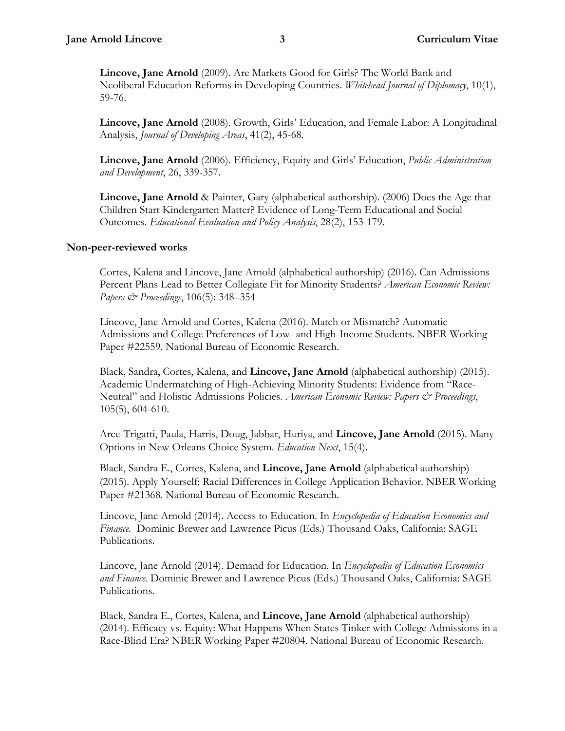**Lincove, Jane Arnold** (2009). Are Markets Good for Girls? The World Bank and Neoliberal Education Reforms in Developing Countries. *Whitehead Journal of Diplomacy*, 10(1), 59-76.

**Lincove, Jane Arnold** (2008). Growth, Girls' Education, and Female Labor: A Longitudinal Analysis, *Journal of Developing Areas*, 41(2), 45-68.

**Lincove, Jane Arnold** (2006). Efficiency, Equity and Girls' Education, *Public Administration and Development*, 26, 339-357.

**Lincove, Jane Arnold** & Painter, Gary (alphabetical authorship). (2006) Does the Age that Children Start Kindergarten Matter? Evidence of Long-Term Educational and Social Outcomes. *Educational Evaluation and Policy Analysis*, 28(2), 153-179.

### Non-peer-reviewed works

Cortes, Kalena and Lincove, Jane Arnold (alphabetical authorship) (2016). Can Admissions Percent Plans Lead to Better Collegiate Fit for Minority Students? *American Economic Review: Papers & Proceedings*, 106(5): 348–354

Lincove, Jane Arnold and Cortes, Kalena (2016). Match or Mismatch? Automatic Admissions and College Preferences of Low- and High-Income Students. NBER Working Paper #22559. National Bureau of Economic Research.

Black, Sandra, Cortes, Kalena, and **Lincove, Jane Arnold** (alphabetical authorship) (2015). Academic Undermatching of High-Achieving Minority Students: Evidence from "Race-Neutral" and Holistic Admissions Policies. *American Economic Review: Papers & Proceedings*, 105(5), 604-610.

Arce-Trigatti, Paula, Harris, Doug, Jabbar, Huriya, and **Lincove, Jane Arnold** (2015). Many Options in New Orleans Choice System. *Education Next*, 15(4).

Black, Sandra E., Cortes, Kalena, and **Lincove, Jane Arnold** (alphabetical authorship) (2015). Apply Yourself: Racial Differences in College Application Behavior. NBER Working Paper #21368. National Bureau of Economic Research.

Lincove, Jane Arnold (2014). Access to Education. In *Encyclopedia of Education Economics and Finance*. Dominic Brewer and Lawrence Picus (Eds.) Thousand Oaks, California: SAGE Publications.

Lincove, Jane Arnold (2014). Demand for Education. In *Encyclopedia of Education Economics and Finance*. Dominic Brewer and Lawrence Picus (Eds.) Thousand Oaks, California: SAGE Publications.

Black, Sandra E., Cortes, Kalena, and **Lincove, Jane Arnold** (alphabetical authorship) (2014). Efficacy vs. Equity: What Happens When States Tinker with College Admissions in a Race-Blind Era? NBER Working Paper #20804. National Bureau of Economic Research.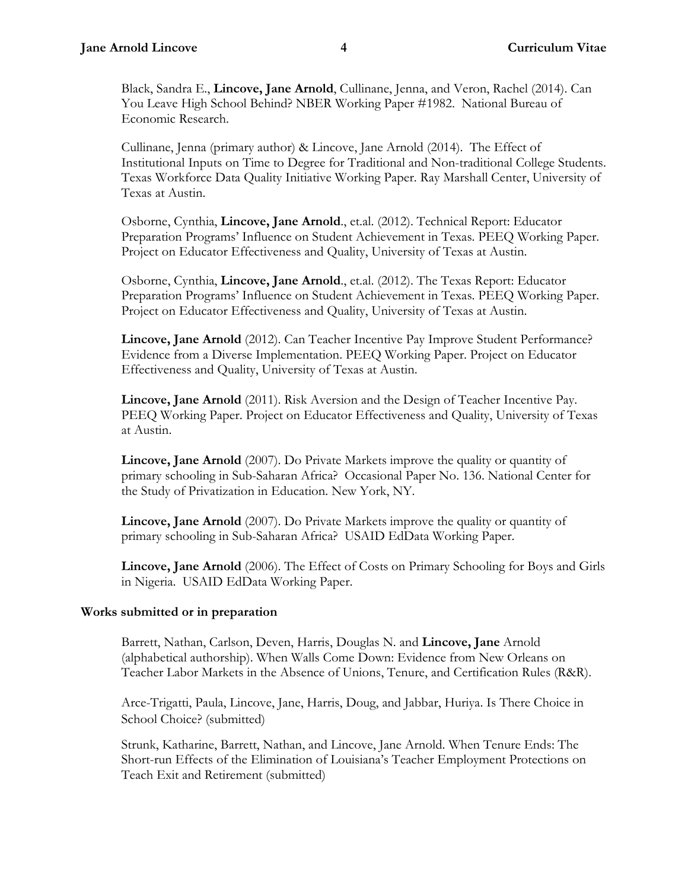Black, Sandra E., **Lincove, Jane Arnold**, Cullinane, Jenna, and Veron, Rachel (2014). Can You Leave High School Behind? NBER Working Paper #1982. National Bureau of Economic Research.

Cullinane, Jenna (primary author) & Lincove, Jane Arnold (2014). The Effect of Institutional Inputs on Time to Degree for Traditional and Non-traditional College Students. Texas Workforce Data Quality Initiative Working Paper. Ray Marshall Center, University of Texas at Austin.

Osborne, Cynthia, **Lincove, Jane Arnold**., et.al. (2012). Technical Report: Educator Preparation Programs' Influence on Student Achievement in Texas. PEEQ Working Paper. Project on Educator Effectiveness and Quality, University of Texas at Austin.

Osborne, Cynthia, **Lincove, Jane Arnold**., et.al. (2012). The Texas Report: Educator Preparation Programs' Influence on Student Achievement in Texas. PEEQ Working Paper. Project on Educator Effectiveness and Quality, University of Texas at Austin.

**Lincove, Jane Arnold** (2012). Can Teacher Incentive Pay Improve Student Performance? Evidence from a Diverse Implementation. PEEQ Working Paper. Project on Educator Effectiveness and Quality, University of Texas at Austin.

**Lincove, Jane Arnold** (2011). Risk Aversion and the Design of Teacher Incentive Pay. PEEQ Working Paper. Project on Educator Effectiveness and Quality, University of Texas at Austin.

**Lincove, Jane Arnold** (2007). Do Private Markets improve the quality or quantity of primary schooling in Sub-Saharan Africa? Occasional Paper No. 136. National Center for the Study of Privatization in Education. New York, NY.

**Lincove, Jane Arnold** (2007). Do Private Markets improve the quality or quantity of primary schooling in Sub-Saharan Africa? USAID EdData Working Paper.

**Lincove, Jane Arnold** (2006). The Effect of Costs on Primary Schooling for Boys and Girls in Nigeria. USAID EdData Working Paper.

**Works submitted or in preparation**

Barrett, Nathan, Carlson, Deven, Harris, Douglas N. and **Lincove, Jane** Arnold (alphabetical authorship). When Walls Come Down: Evidence from New Orleans on Teacher Labor Markets in the Absence of Unions, Tenure, and Certification Rules (R&R).

Arce-Trigatti, Paula, Lincove, Jane, Harris, Doug, and Jabbar, Huriya. Is There Choice in School Choice? (submitted)

Strunk, Katharine, Barrett, Nathan, and Lincove, Jane Arnold. When Tenure Ends: The Short-run Effects of the Elimination of Louisiana's Teacher Employment Protections on Teach Exit and Retirement (submitted)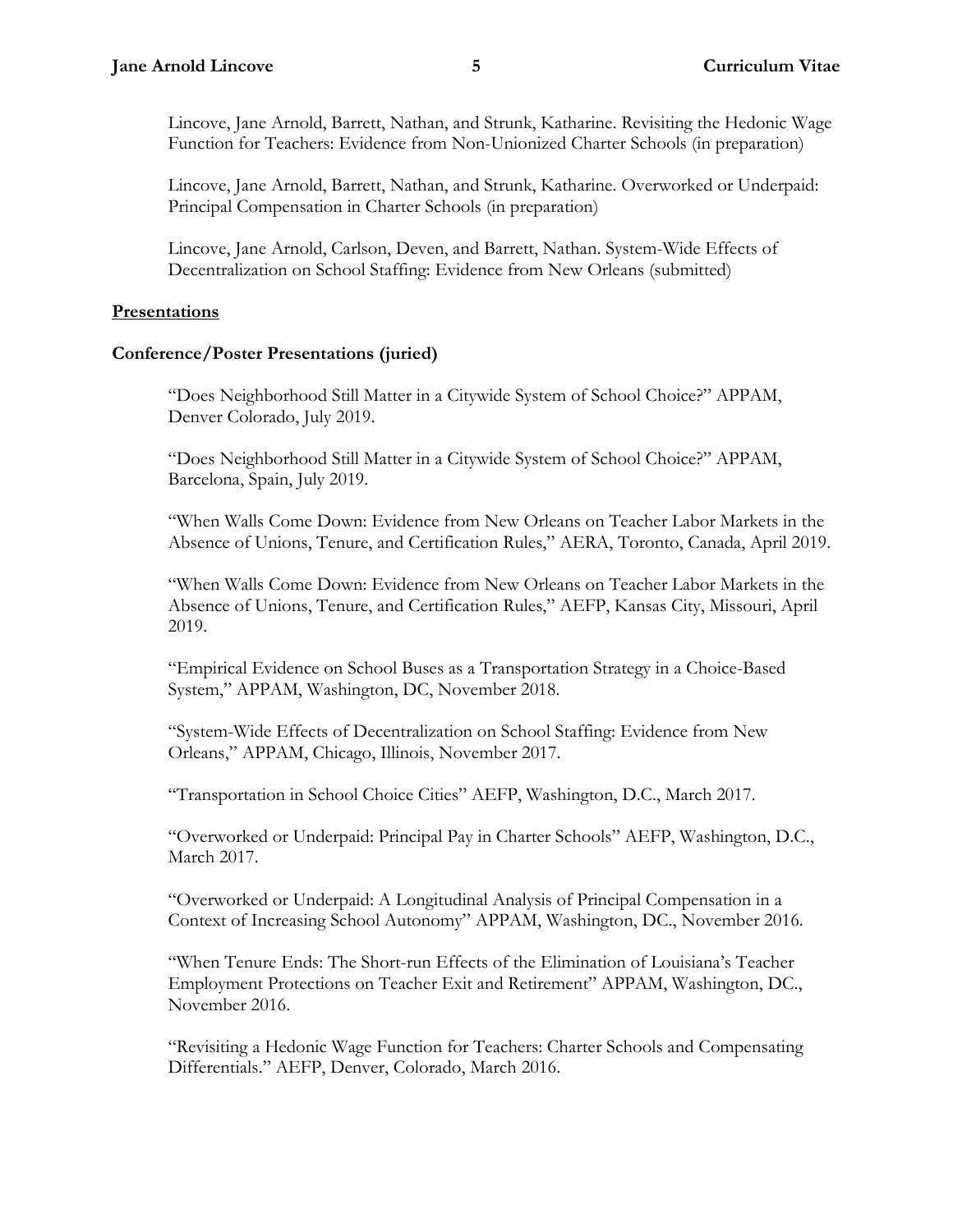Lincove, Jane Arnold, Barrett, Nathan, and Strunk, Katharine. Revisiting the Hedonic Wage Function for Teachers: Evidence from Non-Unionized Charter Schools (in preparation)

Lincove, Jane Arnold, Barrett, Nathan, and Strunk, Katharine. Overworked or Underpaid: Principal Compensation in Charter Schools (in preparation)

Lincove, Jane Arnold, Carlson, Deven, and Barrett, Nathan. System-Wide Effects of Decentralization on School Staffing: Evidence from New Orleans (submitted)

## Presentations

### Conference/Poster Presentations (juried)

"Does Neighborhood Still Matter in a Citywide System of School Choice?" APPAM, Denver Colorado, July 2019.

"Does Neighborhood Still Matter in a Citywide System of School Choice?" APPAM, Barcelona, Spain, July 2019.

"When Walls Come Down: Evidence from New Orleans on Teacher Labor Markets in the Absence of Unions, Tenure, and Certification Rules," AERA, Toronto, Canada, April 2019.

"When Walls Come Down: Evidence from New Orleans on Teacher Labor Markets in the Absence of Unions, Tenure, and Certification Rules," AEFP, Kansas City, Missouri, April 2019.

"Empirical Evidence on School Buses as a Transportation Strategy in a Choice-Based System," APPAM, Washington, DC, November 2018.

"System-Wide Effects of Decentralization on School Staffing: Evidence from New Orleans," APPAM, Chicago, Illinois, November 2017.

"Transportation in School Choice Cities" AEFP, Washington, D.C., March 2017.

"Overworked or Underpaid: Principal Pay in Charter Schools" AEFP, Washington, D.C., March 2017.

"Overworked or Underpaid: A Longitudinal Analysis of Principal Compensation in a Context of Increasing School Autonomy" APPAM, Washington, DC., November 2016.

"When Tenure Ends: The Short-run Effects of the Elimination of Louisiana's Teacher Employment Protections on Teacher Exit and Retirement" APPAM, Washington, DC., November 2016.

"Revisiting a Hedonic Wage Function for Teachers: Charter Schools and Compensating Differentials." AEFP, Denver, Colorado, March 2016.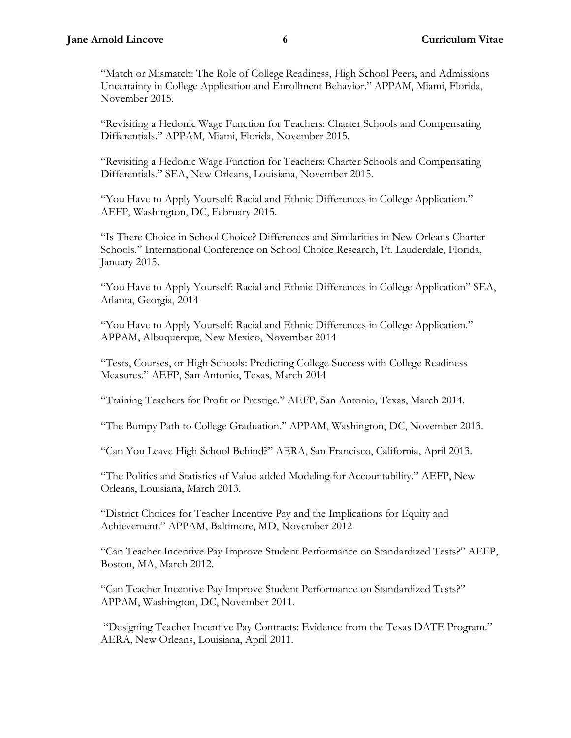"Match or Mismatch: The Role of College Readiness, High School Peers, and Admissions Uncertainty in College Application and Enrollment Behavior." APPAM, Miami, Florida, November 2015.

"Revisiting a Hedonic Wage Function for Teachers: Charter Schools and Compensating Differentials." APPAM, Miami, Florida, November 2015.

"Revisiting a Hedonic Wage Function for Teachers: Charter Schools and Compensating Differentials." SEA, New Orleans, Louisiana, November 2015.

"You Have to Apply Yourself: Racial and Ethnic Differences in College Application." AEFP, Washington, DC, February 2015.

"Is There Choice in School Choice? Differences and Similarities in New Orleans Charter Schools." International Conference on School Choice Research, Ft. Lauderdale, Florida, January 2015.

"You Have to Apply Yourself: Racial and Ethnic Differences in College Application" SEA, Atlanta, Georgia, 2014

"You Have to Apply Yourself: Racial and Ethnic Differences in College Application." APPAM, Albuquerque, New Mexico, November 2014

"Tests, Courses, or High Schools: Predicting College Success with College Readiness Measures." AEFP, San Antonio, Texas, March 2014

"Training Teachers for Profit or Prestige." AEFP, San Antonio, Texas, March 2014.

"The Bumpy Path to College Graduation." APPAM, Washington, DC, November 2013.

"Can You Leave High School Behind?" AERA, San Francisco, California, April 2013.

"The Politics and Statistics of Value-added Modeling for Accountability." AEFP, New Orleans, Louisiana, March 2013.

"District Choices for Teacher Incentive Pay and the Implications for Equity and Achievement." APPAM, Baltimore, MD, November 2012

"Can Teacher Incentive Pay Improve Student Performance on Standardized Tests?" AEFP, Boston, MA, March 2012.

"Can Teacher Incentive Pay Improve Student Performance on Standardized Tests?" APPAM, Washington, DC, November 2011.

"Designing Teacher Incentive Pay Contracts: Evidence from the Texas DATE Program." AERA, New Orleans, Louisiana, April 2011.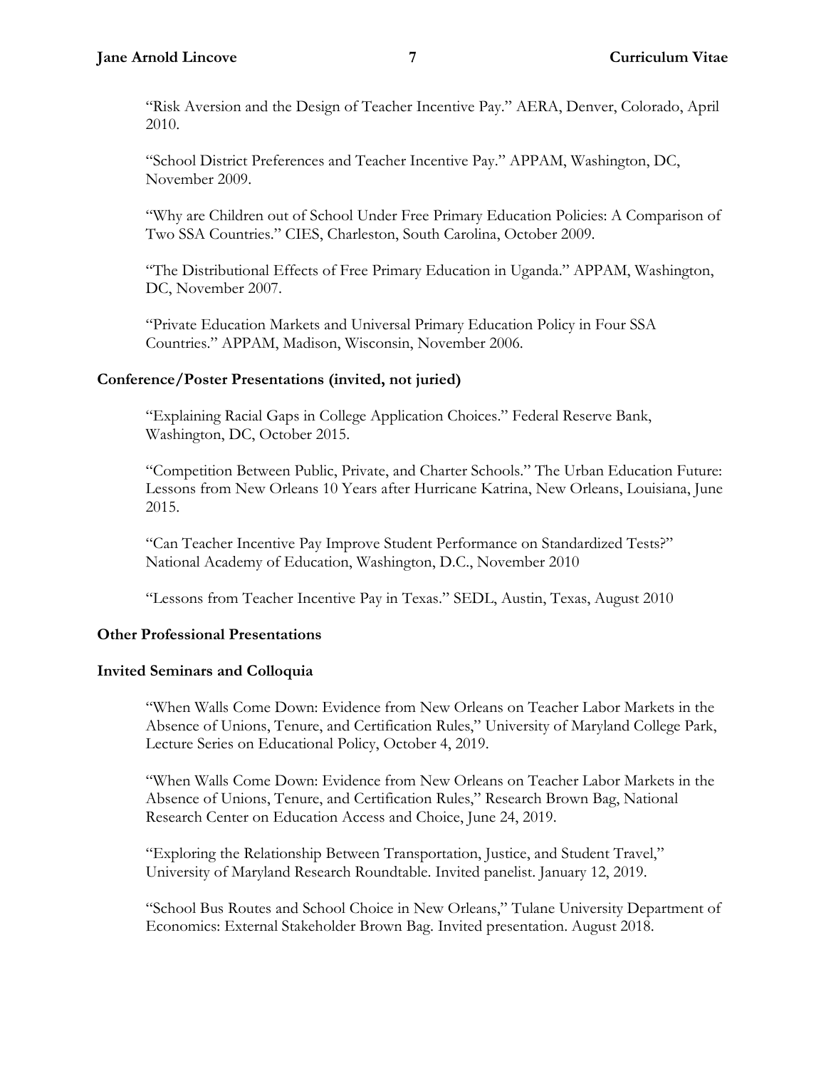"Risk Aversion and the Design of Teacher Incentive Pay." AERA, Denver, Colorado, April 2010.

"School District Preferences and Teacher Incentive Pay." APPAM, Washington, DC, November 2009.

"Why are Children out of School Under Free Primary Education Policies: A Comparison of Two SSA Countries." CIES, Charleston, South Carolina, October 2009.

"The Distributional Effects of Free Primary Education in Uganda." APPAM, Washington, DC, November 2007.

"Private Education Markets and Universal Primary Education Policy in Four SSA Countries." APPAM, Madison, Wisconsin, November 2006.

**Conference/Poster Presentations (invited, not juried)**

"Explaining Racial Gaps in College Application Choices." Federal Reserve Bank, Washington, DC, October 2015.

"Competition Between Public, Private, and Charter Schools." The Urban Education Future: Lessons from New Orleans 10 Years after Hurricane Katrina, New Orleans, Louisiana, June 2015.

"Can Teacher Incentive Pay Improve Student Performance on Standardized Tests?" National Academy of Education, Washington, D.C., November 2010

"Lessons from Teacher Incentive Pay in Texas." SEDL, Austin, Texas, August 2010

**Other Professional Presentations**

**Invited Seminars and Colloquia**

"When Walls Come Down: Evidence from New Orleans on Teacher Labor Markets in the Absence of Unions, Tenure, and Certification Rules," University of Maryland College Park, Lecture Series on Educational Policy, October 4, 2019.

"When Walls Come Down: Evidence from New Orleans on Teacher Labor Markets in the Absence of Unions, Tenure, and Certification Rules," Research Brown Bag, National Research Center on Education Access and Choice, June 24, 2019.

"Exploring the Relationship Between Transportation, Justice, and Student Travel," University of Maryland Research Roundtable. Invited panelist. January 12, 2019.

"School Bus Routes and School Choice in New Orleans," Tulane University Department of Economics: External Stakeholder Brown Bag. Invited presentation. August 2018.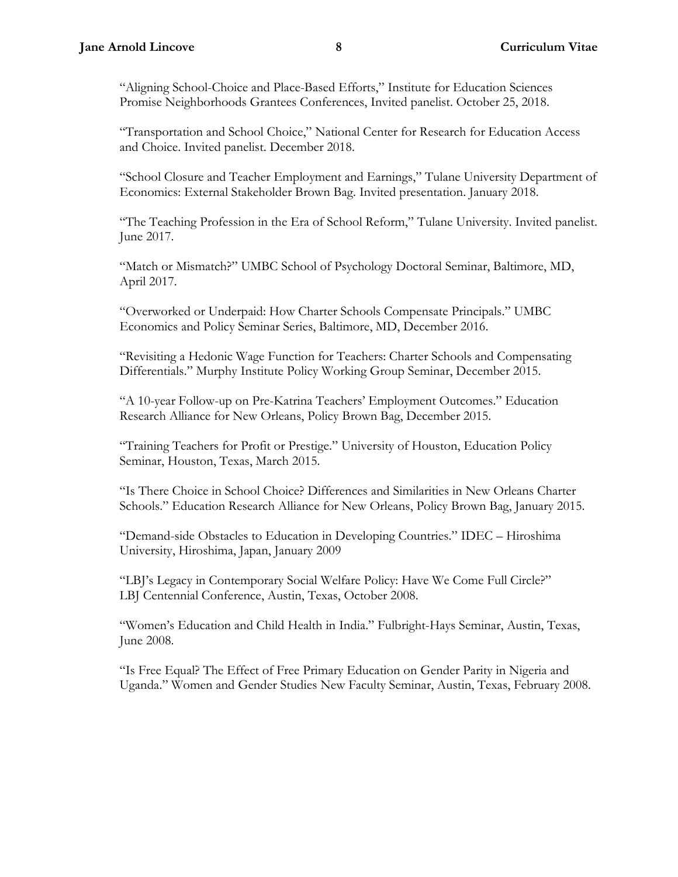“Aligning School-Choice and Place-Based Efforts,” Institute for Education Sciences Promise Neighborhoods Grantees Conferences, Invited panelist. October 25, 2018.

“Transportation and School Choice,” National Center for Research for Education Access and Choice. Invited panelist. December 2018.

“School Closure and Teacher Employment and Earnings,” Tulane University Department of Economics: External Stakeholder Brown Bag. Invited presentation. January 2018.

“The Teaching Profession in the Era of School Reform,” Tulane University. Invited panelist. June 2017.

“Match or Mismatch?” UMBC School of Psychology Doctoral Seminar, Baltimore, MD, April 2017.

“Overworked or Underpaid: How Charter Schools Compensate Principals.” UMBC Economics and Policy Seminar Series, Baltimore, MD, December 2016.

“Revisiting a Hedonic Wage Function for Teachers: Charter Schools and Compensating Differentials.” Murphy Institute Policy Working Group Seminar, December 2015.

“A 10-year Follow-up on Pre-Katrina Teachers’ Employment Outcomes.” Education Research Alliance for New Orleans, Policy Brown Bag, December 2015.

“Training Teachers for Profit or Prestige.” University of Houston, Education Policy Seminar, Houston, Texas, March 2015.

“Is There Choice in School Choice? Differences and Similarities in New Orleans Charter Schools.” Education Research Alliance for New Orleans, Policy Brown Bag, January 2015.

“Demand-side Obstacles to Education in Developing Countries.” IDEC – Hiroshima University, Hiroshima, Japan, January 2009

“LBJ’s Legacy in Contemporary Social Welfare Policy: Have We Come Full Circle?” LBJ Centennial Conference, Austin, Texas, October 2008.

“Women’s Education and Child Health in India.” Fulbright-Hays Seminar, Austin, Texas, June 2008.

“Is Free Equal? The Effect of Free Primary Education on Gender Parity in Nigeria and Uganda.” Women and Gender Studies New Faculty Seminar, Austin, Texas, February 2008.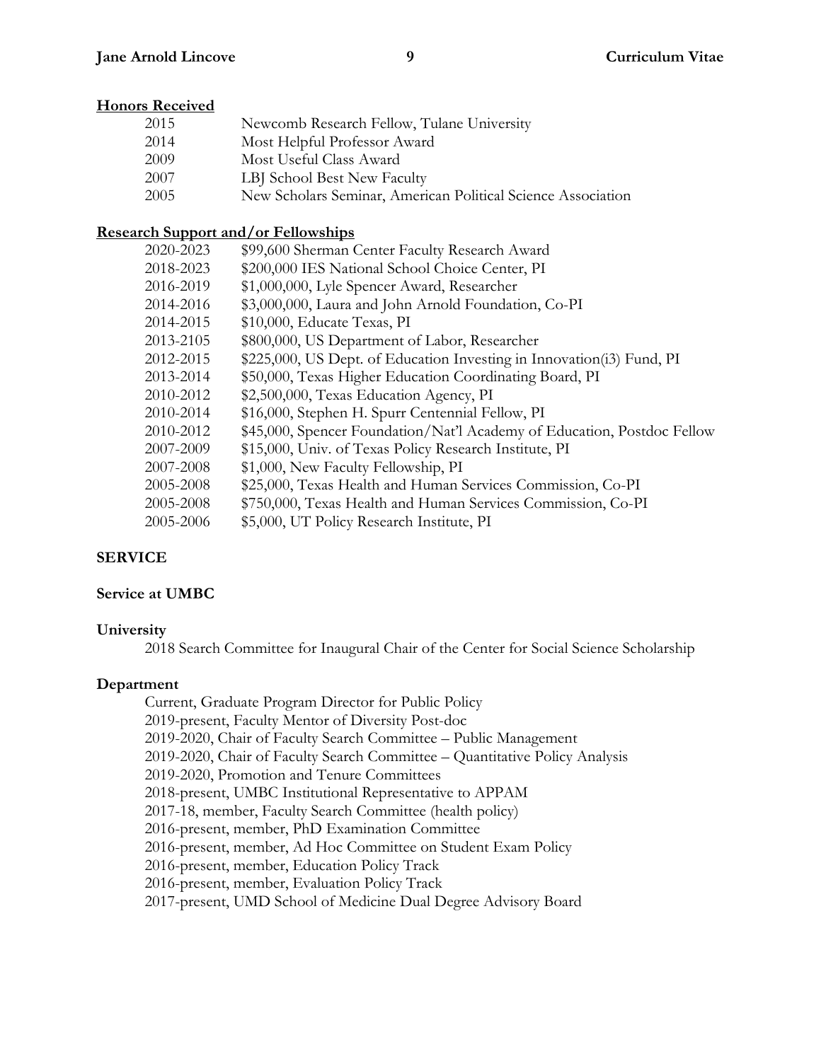## Honors Received

| | |
|---|---|
| 2015 | Newcomb Research Fellow, Tulane University |
| 2014 | Most Helpful Professor Award |
| 2009 | Most Useful Class Award |
| 2007 | LBJ School Best New Faculty |
| 2005 | New Scholars Seminar, American Political Science Association |

## Research Support and/or Fellowships

| | |
|---|---|
| 2020-2023 | $99,600 Sherman Center Faculty Research Award |
| 2018-2023 | $200,000 IES National School Choice Center, PI |
| 2016-2019 | $1,000,000, Lyle Spencer Award, Researcher |
| 2014-2016 | $3,000,000, Laura and John Arnold Foundation, Co-PI |
| 2014-2015 | $10,000, Educate Texas, PI |
| 2013-2105 | $800,000, US Department of Labor, Researcher |
| 2012-2015 | $225,000, US Dept. of Education Investing in Innovation(i3) Fund, PI |
| 2013-2014 | $50,000, Texas Higher Education Coordinating Board, PI |
| 2010-2012 | $2,500,000, Texas Education Agency, PI |
| 2010-2014 | $16,000, Stephen H. Spurr Centennial Fellow, PI |
| 2010-2012 | $45,000, Spencer Foundation/Nat'l Academy of Education, Postdoc Fellow |
| 2007-2009 | $15,000, Univ. of Texas Policy Research Institute, PI |
| 2007-2008 | $1,000, New Faculty Fellowship, PI |
| 2005-2008 | $25,000, Texas Health and Human Services Commission, Co-PI |
| 2005-2008 | $750,000, Texas Health and Human Services Commission, Co-PI |
| 2005-2006 | $5,000, UT Policy Research Institute, PI |

# SERVICE

## Service at UMBC

### University

2018 Search Committee for Inaugural Chair of the Center for Social Science Scholarship

### Department

Current, Graduate Program Director for Public Policy
2019-present, Faculty Mentor of Diversity Post-doc
2019-2020, Chair of Faculty Search Committee – Public Management
2019-2020, Chair of Faculty Search Committee – Quantitative Policy Analysis
2019-2020, Promotion and Tenure Committees
2018-present, UMBC Institutional Representative to APPAM
2017-18, member, Faculty Search Committee (health policy)
2016-present, member, PhD Examination Committee
2016-present, member, Ad Hoc Committee on Student Exam Policy
2016-present, member, Education Policy Track
2016-present, member, Evaluation Policy Track
2017-present, UMD School of Medicine Dual Degree Advisory Board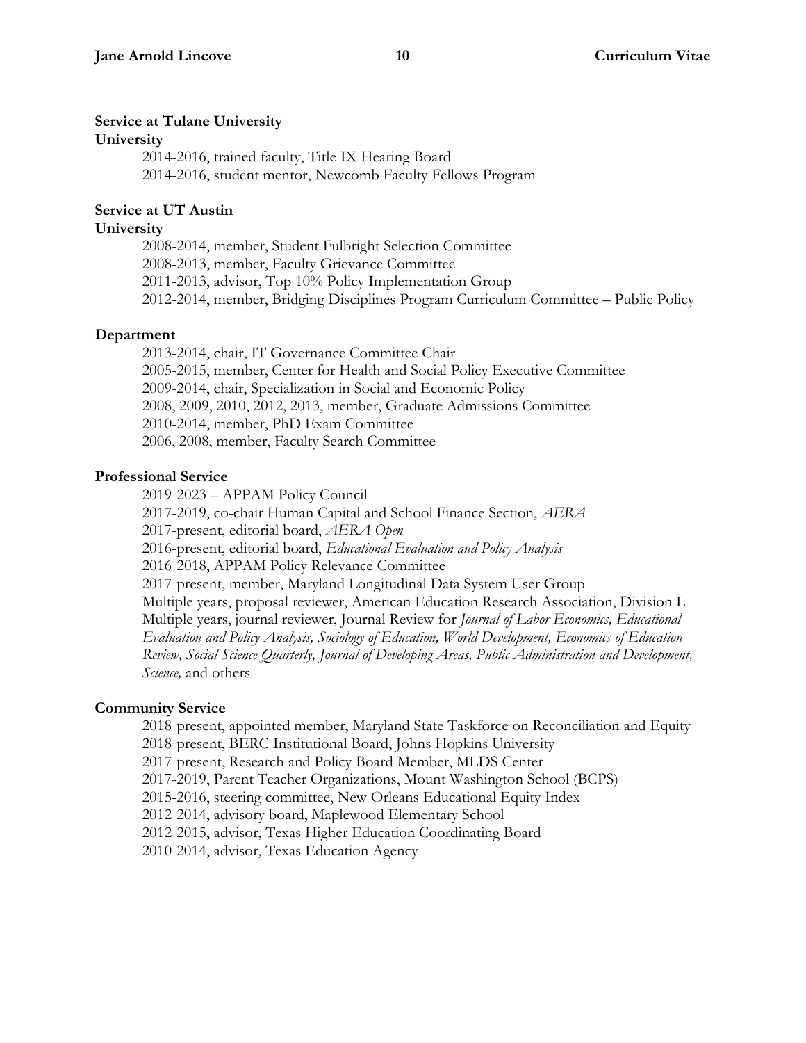## Service at Tulane University

### University

2014-2016, trained faculty, Title IX Hearing Board
2014-2016, student mentor, Newcomb Faculty Fellows Program

## Service at UT Austin

### University

2008-2014, member, Student Fulbright Selection Committee
2008-2013, member, Faculty Grievance Committee
2011-2013, advisor, Top 10% Policy Implementation Group
2012-2014, member, Bridging Disciplines Program Curriculum Committee – Public Policy

### Department

2013-2014, chair, IT Governance Committee Chair
2005-2015, member, Center for Health and Social Policy Executive Committee
2009-2014, chair, Specialization in Social and Economic Policy
2008, 2009, 2010, 2012, 2013, member, Graduate Admissions Committee
2010-2014, member, PhD Exam Committee
2006, 2008, member, Faculty Search Committee

## Professional Service

2019-2023 – APPAM Policy Council
2017-2019, co-chair Human Capital and School Finance Section, *AERA*
2017-present, editorial board, *AERA Open*
2016-present, editorial board, *Educational Evaluation and Policy Analysis*
2016-2018, APPAM Policy Relevance Committee
2017-present, member, Maryland Longitudinal Data System User Group
Multiple years, proposal reviewer, American Education Research Association, Division L
Multiple years, journal reviewer, Journal Review for *Journal of Labor Economics, Educational Evaluation and Policy Analysis, Sociology of Education, World Development, Economics of Education Review, Social Science Quarterly, Journal of Developing Areas, Public Administration and Development, Science,* and others

## Community Service

2018-present, appointed member, Maryland State Taskforce on Reconciliation and Equity
2018-present, BERC Institutional Board, Johns Hopkins University
2017-present, Research and Policy Board Member, MLDS Center
2017-2019, Parent Teacher Organizations, Mount Washington School (BCPS)
2015-2016, steering committee, New Orleans Educational Equity Index
2012-2014, advisory board, Maplewood Elementary School
2012-2015, advisor, Texas Higher Education Coordinating Board
2010-2014, advisor, Texas Education Agency